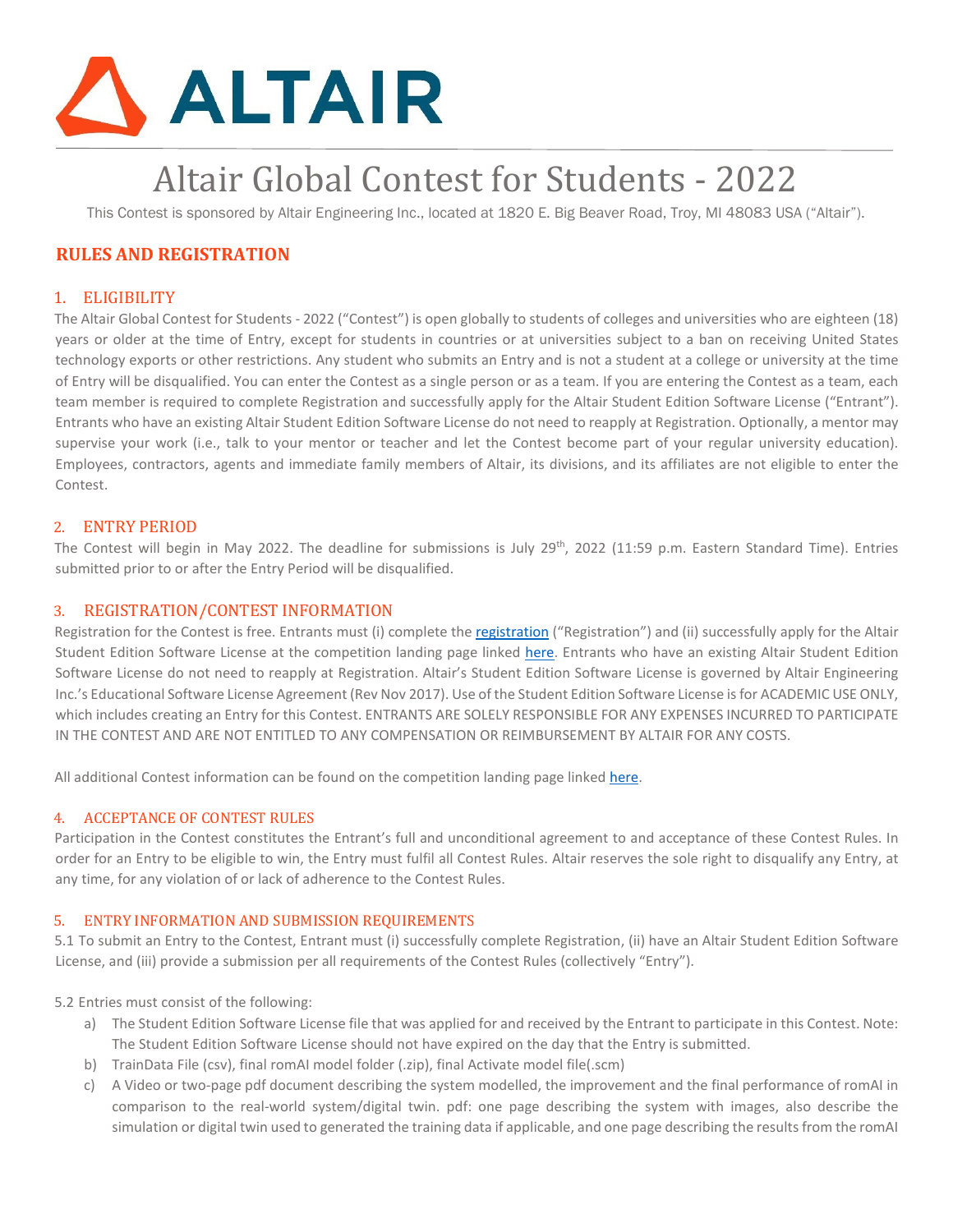# Altair Global Contest for Students - 2022

This Contest is sponsored by Altair Engineering Inc., located at 1820 E. Big Beaver Road, Troy, MI 48083 USA ("Altair").

## RULES AND REGISTRATION

### 1. ELIGIBILITY

The Altair Global Contest for Students - 2022 ("Contest") is open globally to students of colleges and universities who are eighteen (18) years or older at the time of Entry, except for students in countries or at universities subject to a ban on receiving United States technology exports or other restrictions. Any student who submits an Entry and is not a student at a college or university at the time of Entry will be disqualified. You can enter the Contest as a single person or as a team. If you are entering the Contest as a team, each team member is required to complete Registration and successfully apply for the Altair Student Edition Software License ("Entrant"). Entrants who have an existing Altair Student Edition Software License do not need to reapply at Registration. Optionally, a mentor may supervise your work (i.e., talk to your mentor or teacher and let the Contest become part of your regular university education). Employees, contractors, agents and immediate family members of Altair, its divisions, and its affiliates are not eligible to enter the Contest.

### 2. ENTRY PERIOD

The Contest will begin in May 2022. The deadline for submissions is July 29th, 2022 (11:59 p.m. Eastern Standard Time). Entries submitted prior to or after the Entry Period will be disqualified.

### 3. REGISTRATION/CONTEST INFORMATION

Registration for the Contest is free. Entrants must (i) complete the registration ("Registration") and (ii) successfully apply for the Altair Student Edition Software License at the competition landing page linked here. Entrants who have an existing Altair Student Edition Software License do not need to reapply at Registration. Altair's Student Edition Software License is governed by Altair Engineering Inc.'s Educational Software License Agreement (Rev Nov 2017). Use of the Student Edition Software License is for ACADEMIC USE ONLY, which includes creating an Entry for this Contest. ENTRANTS ARE SOLELY RESPONSIBLE FOR ANY EXPENSES INCURRED TO PARTICIPATE IN THE CONTEST AND ARE NOT ENTITLED TO ANY COMPENSATION OR REIMBURSEMENT BY ALTAIR FOR ANY COSTS.

All additional Contest information can be found on the competition landing page linked here.

### 4. ACCEPTANCE OF CONTEST RULES

Participation in the Contest constitutes the Entrant's full and unconditional agreement to and acceptance of these Contest Rules. In order for an Entry to be eligible to win, the Entry must fulfil all Contest Rules. Altair reserves the sole right to disqualify any Entry, at any time, for any violation of or lack of adherence to the Contest Rules.

### 5. ENTRY INFORMATION AND SUBMISSION REQUIREMENTS

5.1 To submit an Entry to the Contest, Entrant must (i) successfully complete Registration, (ii) have an Altair Student Edition Software License, and (iii) provide a submission per all requirements of the Contest Rules (collectively "Entry").

5.2 Entries must consist of the following:

a) The Student Edition Software License file that was applied for and received by the Entrant to participate in this Contest. Note: The Student Edition Software License should not have expired on the day that the Entry is submitted.
b) TrainData File (csv), final romAI model folder (.zip), final Activate model file(.scm)
c) A Video or two-page pdf document describing the system modelled, the improvement and the final performance of romAI in comparison to the real-world system/digital twin. pdf: one page describing the system with images, also describe the simulation or digital twin used to generated the training data if applicable, and one page describing the results from the romAI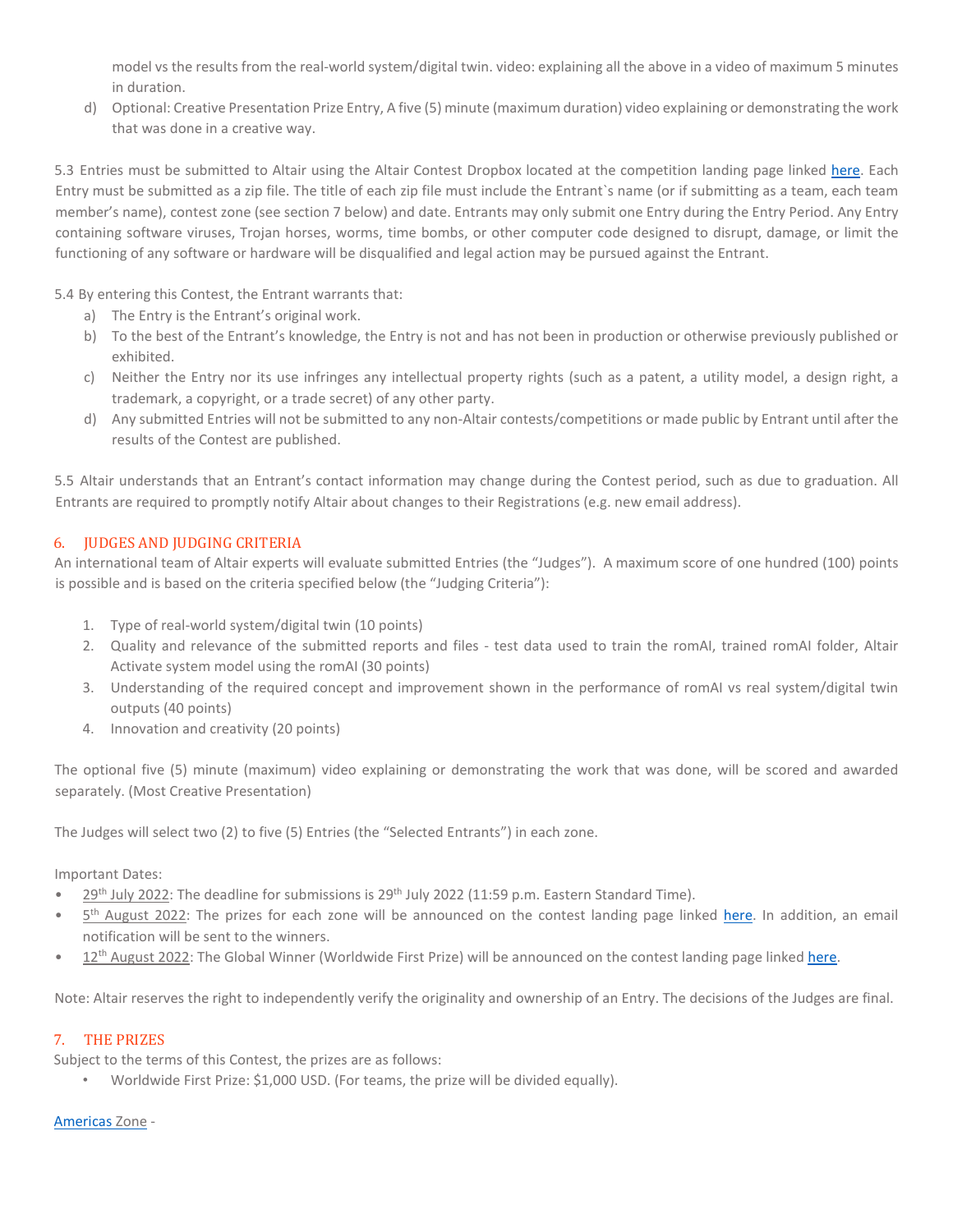model vs the results from the real-world system/digital twin. video: explaining all the above in a video of maximum 5 minutes in duration.

d) Optional: Creative Presentation Prize Entry, A five (5) minute (maximum duration) video explaining or demonstrating the work that was done in a creative way.

5.3 Entries must be submitted to Altair using the Altair Contest Dropbox located at the competition landing page linked here. Each Entry must be submitted as a zip file. The title of each zip file must include the Entrant`s name (or if submitting as a team, each team member's name), contest zone (see section 7 below) and date. Entrants may only submit one Entry during the Entry Period. Any Entry containing software viruses, Trojan horses, worms, time bombs, or other computer code designed to disrupt, damage, or limit the functioning of any software or hardware will be disqualified and legal action may be pursued against the Entrant.

5.4 By entering this Contest, the Entrant warrants that:

a) The Entry is the Entrant's original work.
b) To the best of the Entrant's knowledge, the Entry is not and has not been in production or otherwise previously published or exhibited.
c) Neither the Entry nor its use infringes any intellectual property rights (such as a patent, a utility model, a design right, a trademark, a copyright, or a trade secret) of any other party.
d) Any submitted Entries will not be submitted to any non-Altair contests/competitions or made public by Entrant until after the results of the Contest are published.

5.5 Altair understands that an Entrant's contact information may change during the Contest period, such as due to graduation. All Entrants are required to promptly notify Altair about changes to their Registrations (e.g. new email address).

## 6. JUDGES AND JUDGING CRITERIA

An international team of Altair experts will evaluate submitted Entries (the "Judges"). A maximum score of one hundred (100) points is possible and is based on the criteria specified below (the "Judging Criteria"):

1. Type of real-world system/digital twin (10 points)
2. Quality and relevance of the submitted reports and files - test data used to train the romAI, trained romAI folder, Altair Activate system model using the romAI (30 points)
3. Understanding of the required concept and improvement shown in the performance of romAI vs real system/digital twin outputs (40 points)
4. Innovation and creativity (20 points)

The optional five (5) minute (maximum) video explaining or demonstrating the work that was done, will be scored and awarded separately. (Most Creative Presentation)

The Judges will select two (2) to five (5) Entries (the "Selected Entrants") in each zone.

Important Dates:

- 29th July 2022: The deadline for submissions is 29th July 2022 (11:59 p.m. Eastern Standard Time).
- 5th August 2022: The prizes for each zone will be announced on the contest landing page linked here. In addition, an email notification will be sent to the winners.
- 12th August 2022: The Global Winner (Worldwide First Prize) will be announced on the contest landing page linked here.

Note: Altair reserves the right to independently verify the originality and ownership of an Entry. The decisions of the Judges are final.

## 7. THE PRIZES

Subject to the terms of this Contest, the prizes are as follows:

- Worldwide First Prize: $1,000 USD. (For teams, the prize will be divided equally).

Americas Zone -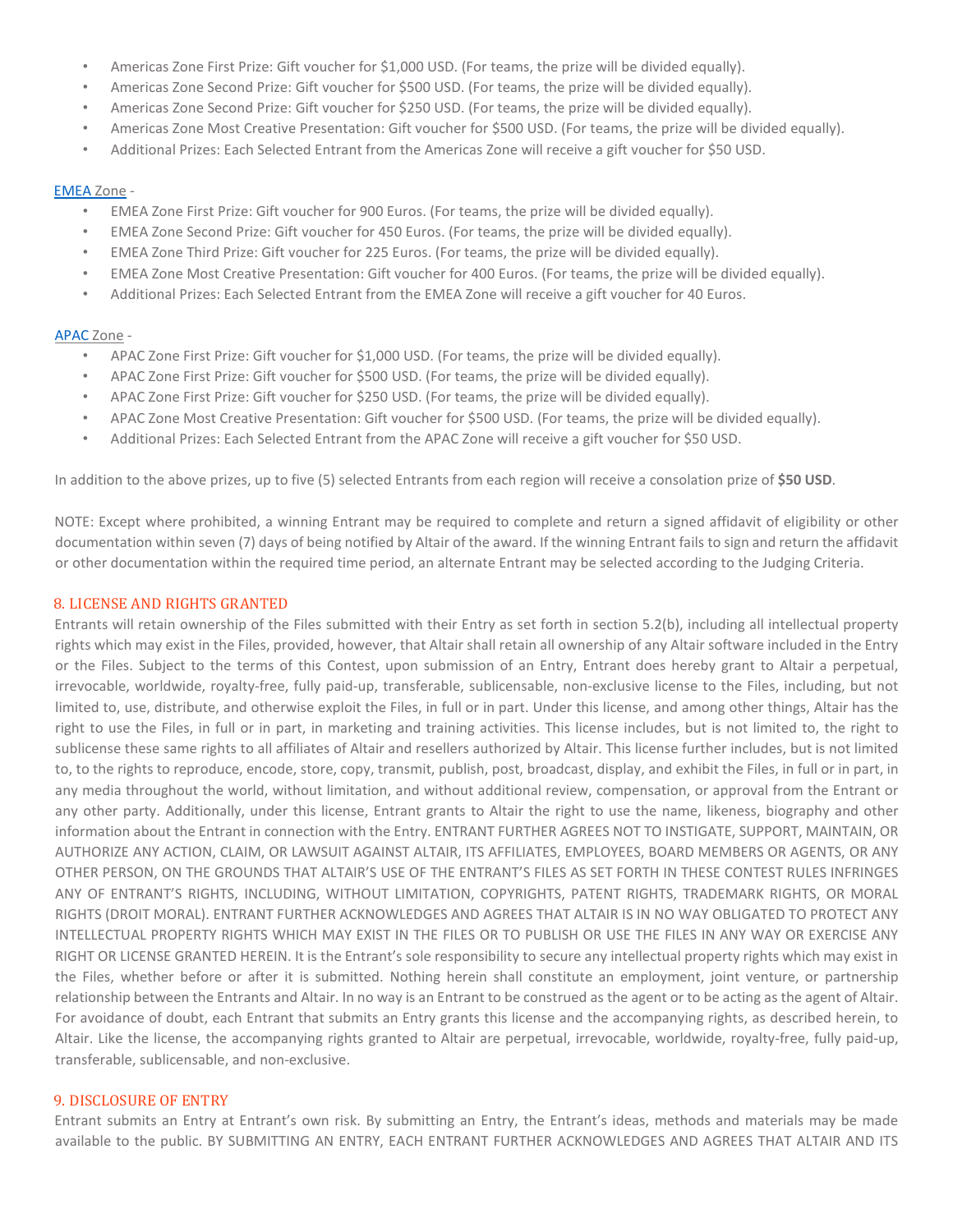- Americas Zone First Prize: Gift voucher for $1,000 USD. (For teams, the prize will be divided equally).
- Americas Zone Second Prize: Gift voucher for $500 USD. (For teams, the prize will be divided equally).
- Americas Zone Second Prize: Gift voucher for $250 USD. (For teams, the prize will be divided equally).
- Americas Zone Most Creative Presentation: Gift voucher for $500 USD. (For teams, the prize will be divided equally).
- Additional Prizes: Each Selected Entrant from the Americas Zone will receive a gift voucher for $50 USD.

EMEA Zone -

- EMEA Zone First Prize: Gift voucher for 900 Euros. (For teams, the prize will be divided equally).
- EMEA Zone Second Prize: Gift voucher for 450 Euros. (For teams, the prize will be divided equally).
- EMEA Zone Third Prize: Gift voucher for 225 Euros. (For teams, the prize will be divided equally).
- EMEA Zone Most Creative Presentation: Gift voucher for 400 Euros. (For teams, the prize will be divided equally).
- Additional Prizes: Each Selected Entrant from the EMEA Zone will receive a gift voucher for 40 Euros.

APAC Zone -

- APAC Zone First Prize: Gift voucher for $1,000 USD. (For teams, the prize will be divided equally).
- APAC Zone First Prize: Gift voucher for $500 USD. (For teams, the prize will be divided equally).
- APAC Zone First Prize: Gift voucher for $250 USD. (For teams, the prize will be divided equally).
- APAC Zone Most Creative Presentation: Gift voucher for $500 USD. (For teams, the prize will be divided equally).
- Additional Prizes: Each Selected Entrant from the APAC Zone will receive a gift voucher for $50 USD.

In addition to the above prizes, up to five (5) selected Entrants from each region will receive a consolation prize of **$50 USD**.

NOTE: Except where prohibited, a winning Entrant may be required to complete and return a signed affidavit of eligibility or other documentation within seven (7) days of being notified by Altair of the award. If the winning Entrant fails to sign and return the affidavit or other documentation within the required time period, an alternate Entrant may be selected according to the Judging Criteria.

## 8. LICENSE AND RIGHTS GRANTED

Entrants will retain ownership of the Files submitted with their Entry as set forth in section 5.2(b), including all intellectual property rights which may exist in the Files, provided, however, that Altair shall retain all ownership of any Altair software included in the Entry or the Files. Subject to the terms of this Contest, upon submission of an Entry, Entrant does hereby grant to Altair a perpetual, irrevocable, worldwide, royalty-free, fully paid-up, transferable, sublicensable, non-exclusive license to the Files, including, but not limited to, use, distribute, and otherwise exploit the Files, in full or in part. Under this license, and among other things, Altair has the right to use the Files, in full or in part, in marketing and training activities. This license includes, but is not limited to, the right to sublicense these same rights to all affiliates of Altair and resellers authorized by Altair. This license further includes, but is not limited to, to the rights to reproduce, encode, store, copy, transmit, publish, post, broadcast, display, and exhibit the Files, in full or in part, in any media throughout the world, without limitation, and without additional review, compensation, or approval from the Entrant or any other party. Additionally, under this license, Entrant grants to Altair the right to use the name, likeness, biography and other information about the Entrant in connection with the Entry. ENTRANT FURTHER AGREES NOT TO INSTIGATE, SUPPORT, MAINTAIN, OR AUTHORIZE ANY ACTION, CLAIM, OR LAWSUIT AGAINST ALTAIR, ITS AFFILIATES, EMPLOYEES, BOARD MEMBERS OR AGENTS, OR ANY OTHER PERSON, ON THE GROUNDS THAT ALTAIR'S USE OF THE ENTRANT'S FILES AS SET FORTH IN THESE CONTEST RULES INFRINGES ANY OF ENTRANT'S RIGHTS, INCLUDING, WITHOUT LIMITATION, COPYRIGHTS, PATENT RIGHTS, TRADEMARK RIGHTS, OR MORAL RIGHTS (DROIT MORAL). ENTRANT FURTHER ACKNOWLEDGES AND AGREES THAT ALTAIR IS IN NO WAY OBLIGATED TO PROTECT ANY INTELLECTUAL PROPERTY RIGHTS WHICH MAY EXIST IN THE FILES OR TO PUBLISH OR USE THE FILES IN ANY WAY OR EXERCISE ANY RIGHT OR LICENSE GRANTED HEREIN. It is the Entrant's sole responsibility to secure any intellectual property rights which may exist in the Files, whether before or after it is submitted. Nothing herein shall constitute an employment, joint venture, or partnership relationship between the Entrants and Altair. In no way is an Entrant to be construed as the agent or to be acting as the agent of Altair. For avoidance of doubt, each Entrant that submits an Entry grants this license and the accompanying rights, as described herein, to Altair. Like the license, the accompanying rights granted to Altair are perpetual, irrevocable, worldwide, royalty-free, fully paid-up, transferable, sublicensable, and non-exclusive.

## 9. DISCLOSURE OF ENTRY

Entrant submits an Entry at Entrant's own risk. By submitting an Entry, the Entrant's ideas, methods and materials may be made available to the public. BY SUBMITTING AN ENTRY, EACH ENTRANT FURTHER ACKNOWLEDGES AND AGREES THAT ALTAIR AND ITS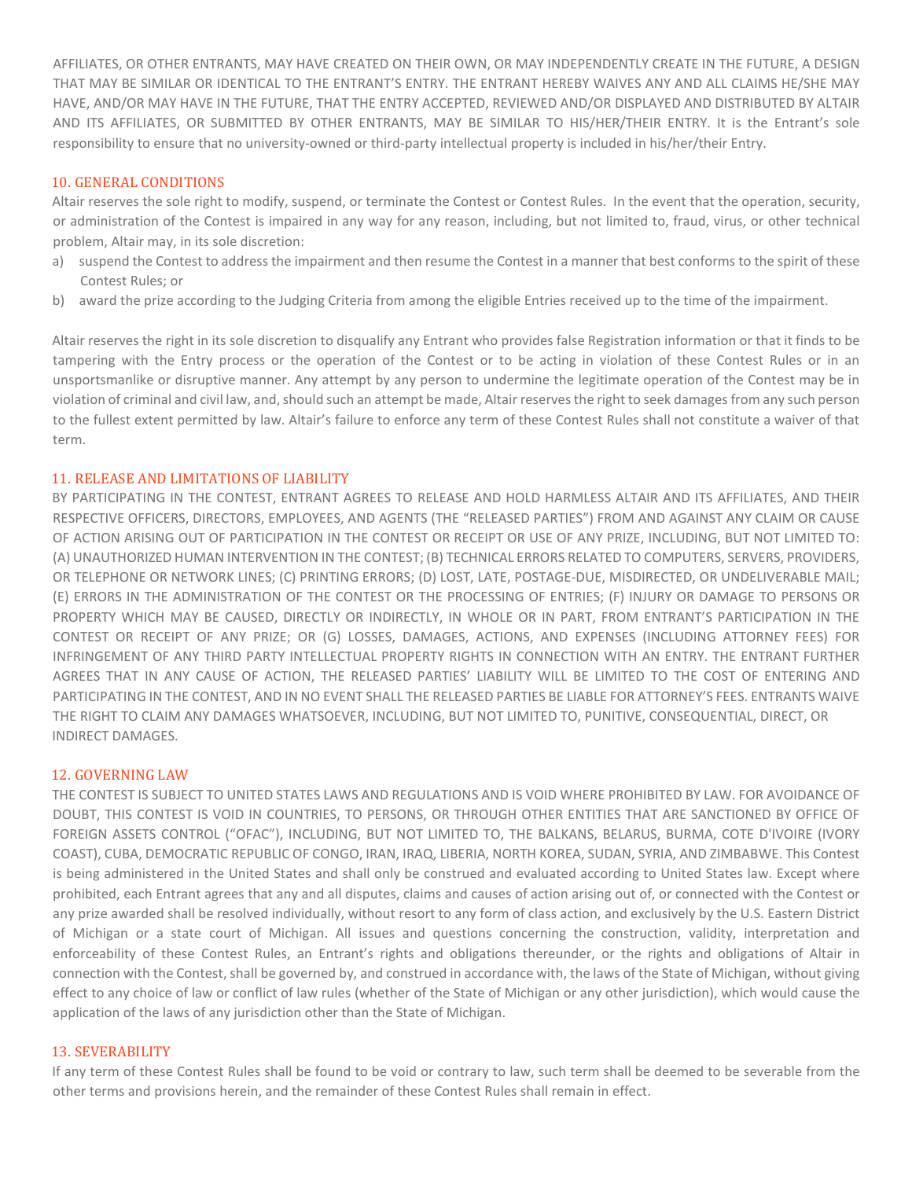AFFILIATES, OR OTHER ENTRANTS, MAY HAVE CREATED ON THEIR OWN, OR MAY INDEPENDENTLY CREATE IN THE FUTURE, A DESIGN THAT MAY BE SIMILAR OR IDENTICAL TO THE ENTRANT'S ENTRY. THE ENTRANT HEREBY WAIVES ANY AND ALL CLAIMS HE/SHE MAY HAVE, AND/OR MAY HAVE IN THE FUTURE, THAT THE ENTRY ACCEPTED, REVIEWED AND/OR DISPLAYED AND DISTRIBUTED BY ALTAIR AND ITS AFFILIATES, OR SUBMITTED BY OTHER ENTRANTS, MAY BE SIMILAR TO HIS/HER/THEIR ENTRY. It is the Entrant's sole responsibility to ensure that no university-owned or third-party intellectual property is included in his/her/their Entry.

## 10. GENERAL CONDITIONS

Altair reserves the sole right to modify, suspend, or terminate the Contest or Contest Rules. In the event that the operation, security, or administration of the Contest is impaired in any way for any reason, including, but not limited to, fraud, virus, or other technical problem, Altair may, in its sole discretion:

a) suspend the Contest to address the impairment and then resume the Contest in a manner that best conforms to the spirit of these Contest Rules; or
b) award the prize according to the Judging Criteria from among the eligible Entries received up to the time of the impairment.

Altair reserves the right in its sole discretion to disqualify any Entrant who provides false Registration information or that it finds to be tampering with the Entry process or the operation of the Contest or to be acting in violation of these Contest Rules or in an unsportsmanlike or disruptive manner. Any attempt by any person to undermine the legitimate operation of the Contest may be in violation of criminal and civil law, and, should such an attempt be made, Altair reserves the right to seek damages from any such person to the fullest extent permitted by law. Altair's failure to enforce any term of these Contest Rules shall not constitute a waiver of that term.

## 11. RELEASE AND LIMITATIONS OF LIABILITY

BY PARTICIPATING IN THE CONTEST, ENTRANT AGREES TO RELEASE AND HOLD HARMLESS ALTAIR AND ITS AFFILIATES, AND THEIR RESPECTIVE OFFICERS, DIRECTORS, EMPLOYEES, AND AGENTS (THE "RELEASED PARTIES") FROM AND AGAINST ANY CLAIM OR CAUSE OF ACTION ARISING OUT OF PARTICIPATION IN THE CONTEST OR RECEIPT OR USE OF ANY PRIZE, INCLUDING, BUT NOT LIMITED TO: (A) UNAUTHORIZED HUMAN INTERVENTION IN THE CONTEST; (B) TECHNICAL ERRORS RELATED TO COMPUTERS, SERVERS, PROVIDERS, OR TELEPHONE OR NETWORK LINES; (C) PRINTING ERRORS; (D) LOST, LATE, POSTAGE-DUE, MISDIRECTED, OR UNDELIVERABLE MAIL; (E) ERRORS IN THE ADMINISTRATION OF THE CONTEST OR THE PROCESSING OF ENTRIES; (F) INJURY OR DAMAGE TO PERSONS OR PROPERTY WHICH MAY BE CAUSED, DIRECTLY OR INDIRECTLY, IN WHOLE OR IN PART, FROM ENTRANT'S PARTICIPATION IN THE CONTEST OR RECEIPT OF ANY PRIZE; OR (G) LOSSES, DAMAGES, ACTIONS, AND EXPENSES (INCLUDING ATTORNEY FEES) FOR INFRINGEMENT OF ANY THIRD PARTY INTELLECTUAL PROPERTY RIGHTS IN CONNECTION WITH AN ENTRY. THE ENTRANT FURTHER AGREES THAT IN ANY CAUSE OF ACTION, THE RELEASED PARTIES' LIABILITY WILL BE LIMITED TO THE COST OF ENTERING AND PARTICIPATING IN THE CONTEST, AND IN NO EVENT SHALL THE RELEASED PARTIES BE LIABLE FOR ATTORNEY'S FEES. ENTRANTS WAIVE THE RIGHT TO CLAIM ANY DAMAGES WHATSOEVER, INCLUDING, BUT NOT LIMITED TO, PUNITIVE, CONSEQUENTIAL, DIRECT, OR INDIRECT DAMAGES.

## 12. GOVERNING LAW

THE CONTEST IS SUBJECT TO UNITED STATES LAWS AND REGULATIONS AND IS VOID WHERE PROHIBITED BY LAW. FOR AVOIDANCE OF DOUBT, THIS CONTEST IS VOID IN COUNTRIES, TO PERSONS, OR THROUGH OTHER ENTITIES THAT ARE SANCTIONED BY OFFICE OF FOREIGN ASSETS CONTROL ("OFAC"), INCLUDING, BUT NOT LIMITED TO, THE BALKANS, BELARUS, BURMA, COTE D'IVOIRE (IVORY COAST), CUBA, DEMOCRATIC REPUBLIC OF CONGO, IRAN, IRAQ, LIBERIA, NORTH KOREA, SUDAN, SYRIA, AND ZIMBABWE. This Contest is being administered in the United States and shall only be construed and evaluated according to United States law. Except where prohibited, each Entrant agrees that any and all disputes, claims and causes of action arising out of, or connected with the Contest or any prize awarded shall be resolved individually, without resort to any form of class action, and exclusively by the U.S. Eastern District of Michigan or a state court of Michigan. All issues and questions concerning the construction, validity, interpretation and enforceability of these Contest Rules, an Entrant's rights and obligations thereunder, or the rights and obligations of Altair in connection with the Contest, shall be governed by, and construed in accordance with, the laws of the State of Michigan, without giving effect to any choice of law or conflict of law rules (whether of the State of Michigan or any other jurisdiction), which would cause the application of the laws of any jurisdiction other than the State of Michigan.

## 13. SEVERABILITY

If any term of these Contest Rules shall be found to be void or contrary to law, such term shall be deemed to be severable from the other terms and provisions herein, and the remainder of these Contest Rules shall remain in effect.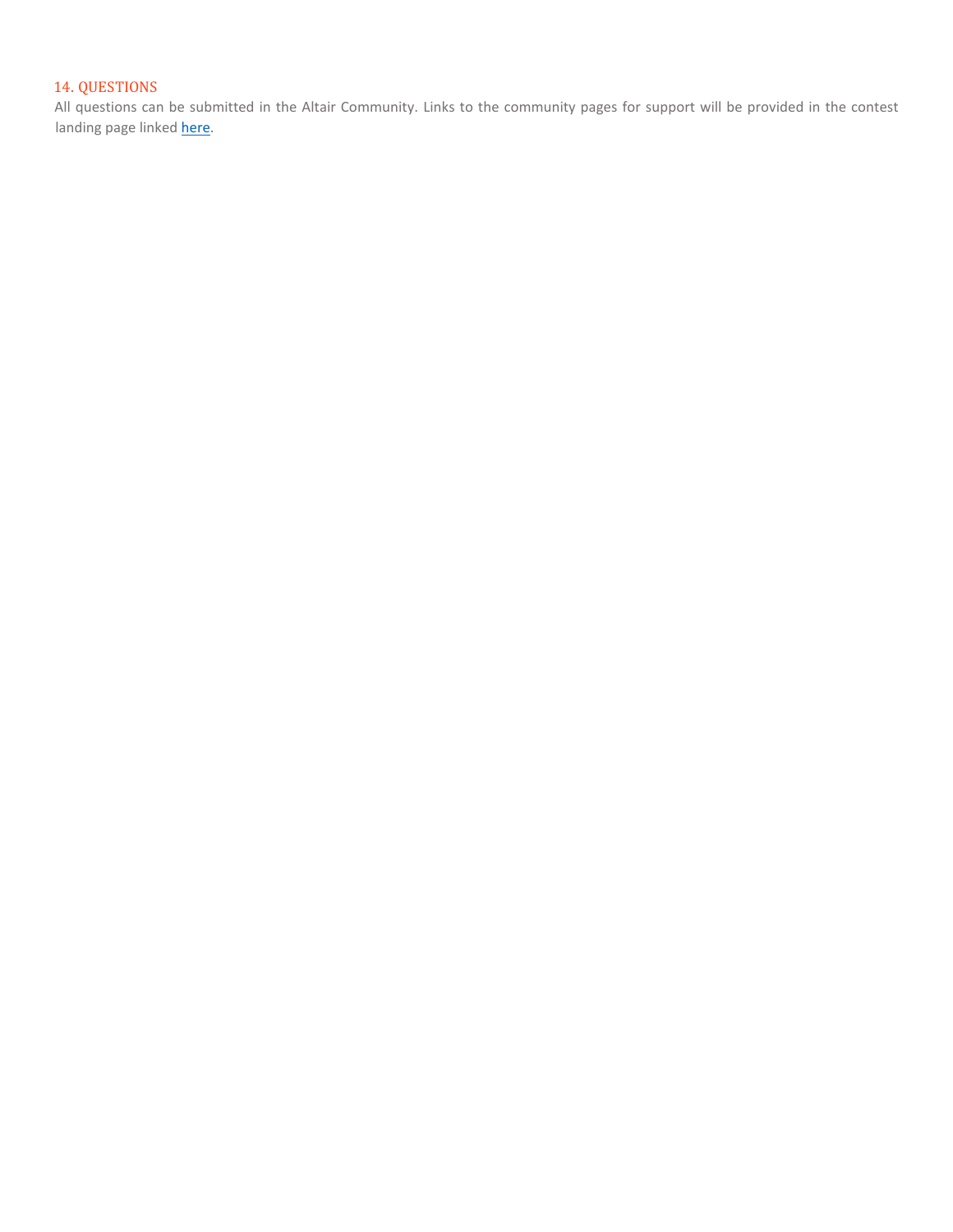## 14. QUESTIONS

All questions can be submitted in the Altair Community. Links to the community pages for support will be provided in the contest landing page linked here.